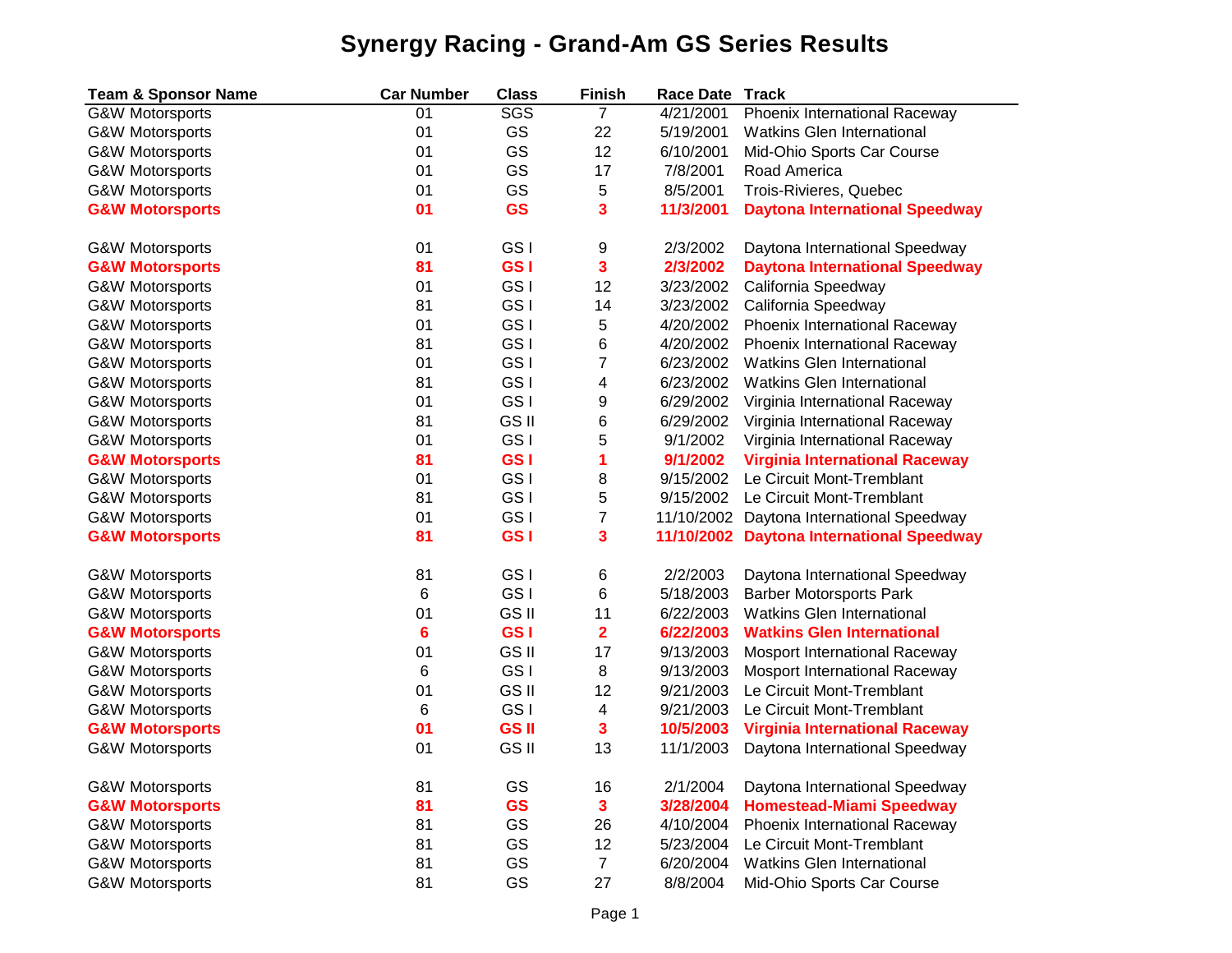# Synergy Racing - Grand-Am GS Series Results

| Team & Sponsor Name | Car Number | Class | Finish | Race Date | Track |
|---|---|---|---|---|---|
| G&W Motorsports | 01 | SGS | 7 | 4/21/2001 | Phoenix International Raceway |
| G&W Motorsports | 01 | GS | 22 | 5/19/2001 | Watkins Glen International |
| G&W Motorsports | 01 | GS | 12 | 6/10/2001 | Mid-Ohio Sports Car Course |
| G&W Motorsports | 01 | GS | 17 | 7/8/2001 | Road America |
| G&W Motorsports | 01 | GS | 5 | 8/5/2001 | Trois-Rivieres, Quebec |
| **G&W Motorsports** | **01** | **GS** | **3** | **11/3/2001** | **Daytona International Speedway** |
| | | | | | |
| G&W Motorsports | 01 | GS I | 9 | 2/3/2002 | Daytona International Speedway |
| **G&W Motorsports** | **81** | **GS I** | **3** | **2/3/2002** | **Daytona International Speedway** |
| G&W Motorsports | 01 | GS I | 12 | 3/23/2002 | California Speedway |
| G&W Motorsports | 81 | GS I | 14 | 3/23/2002 | California Speedway |
| G&W Motorsports | 01 | GS I | 5 | 4/20/2002 | Phoenix International Raceway |
| G&W Motorsports | 81 | GS I | 6 | 4/20/2002 | Phoenix International Raceway |
| G&W Motorsports | 01 | GS I | 7 | 6/23/2002 | Watkins Glen International |
| G&W Motorsports | 81 | GS I | 4 | 6/23/2002 | Watkins Glen International |
| G&W Motorsports | 01 | GS I | 9 | 6/29/2002 | Virginia International Raceway |
| G&W Motorsports | 81 | GS II | 6 | 6/29/2002 | Virginia International Raceway |
| G&W Motorsports | 01 | GS I | 5 | 9/1/2002 | Virginia International Raceway |
| **G&W Motorsports** | **81** | **GS I** | **1** | **9/1/2002** | **Virginia International Raceway** |
| G&W Motorsports | 01 | GS I | 8 | 9/15/2002 | Le Circuit Mont-Tremblant |
| G&W Motorsports | 81 | GS I | 5 | 9/15/2002 | Le Circuit Mont-Tremblant |
| G&W Motorsports | 01 | GS I | 7 | 11/10/2002 | Daytona International Speedway |
| **G&W Motorsports** | **81** | **GS I** | **3** | **11/10/2002** | **Daytona International Speedway** |
| | | | | | |
| G&W Motorsports | 81 | GS I | 6 | 2/2/2003 | Daytona International Speedway |
| G&W Motorsports | 6 | GS I | 6 | 5/18/2003 | Barber Motorsports Park |
| G&W Motorsports | 01 | GS II | 11 | 6/22/2003 | Watkins Glen International |
| **G&W Motorsports** | **6** | **GS I** | **2** | **6/22/2003** | **Watkins Glen International** |
| G&W Motorsports | 01 | GS II | 17 | 9/13/2003 | Mosport International Raceway |
| G&W Motorsports | 6 | GS I | 8 | 9/13/2003 | Mosport International Raceway |
| G&W Motorsports | 01 | GS II | 12 | 9/21/2003 | Le Circuit Mont-Tremblant |
| G&W Motorsports | 6 | GS I | 4 | 9/21/2003 | Le Circuit Mont-Tremblant |
| **G&W Motorsports** | **01** | **GS II** | **3** | **10/5/2003** | **Virginia International Raceway** |
| G&W Motorsports | 01 | GS II | 13 | 11/1/2003 | Daytona International Speedway |
| | | | | | |
| G&W Motorsports | 81 | GS | 16 | 2/1/2004 | Daytona International Speedway |
| **G&W Motorsports** | **81** | **GS** | **3** | **3/28/2004** | **Homestead-Miami Speedway** |
| G&W Motorsports | 81 | GS | 26 | 4/10/2004 | Phoenix International Raceway |
| G&W Motorsports | 81 | GS | 12 | 5/23/2004 | Le Circuit Mont-Tremblant |
| G&W Motorsports | 81 | GS | 7 | 6/20/2004 | Watkins Glen International |
| G&W Motorsports | 81 | GS | 27 | 8/8/2004 | Mid-Ohio Sports Car Course |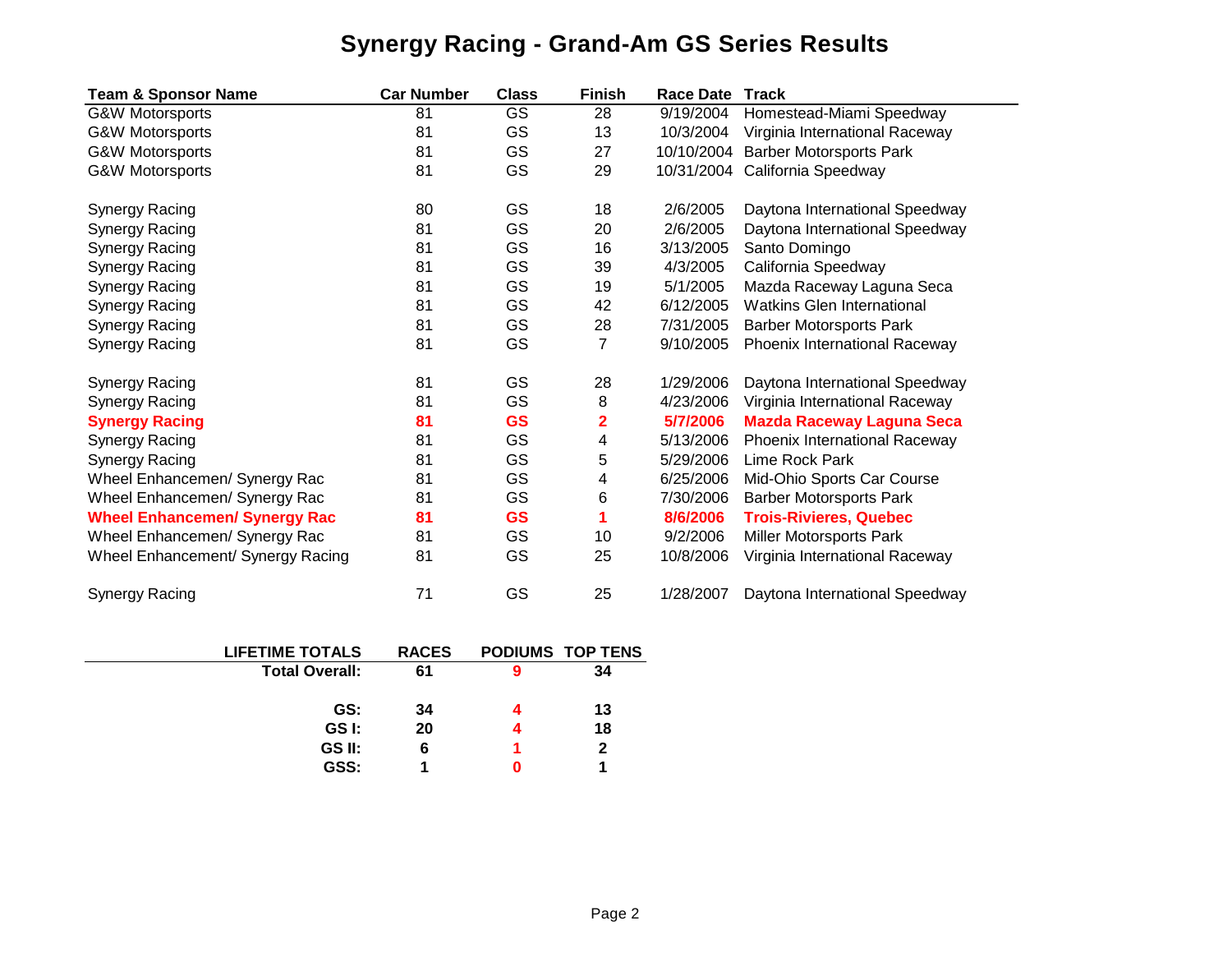# Synergy Racing - Grand-Am GS Series Results

| Team & Sponsor Name | Car Number | Class | Finish | Race Date | Track |
|---|---|---|---|---|---|
| G&W Motorsports | 81 | GS | 28 | 9/19/2004 | Homestead-Miami Speedway |
| G&W Motorsports | 81 | GS | 13 | 10/3/2004 | Virginia International Raceway |
| G&W Motorsports | 81 | GS | 27 | 10/10/2004 | Barber Motorsports Park |
| G&W Motorsports | 81 | GS | 29 | 10/31/2004 | California Speedway |
| | | | | | |
| Synergy Racing | 80 | GS | 18 | 2/6/2005 | Daytona International Speedway |
| Synergy Racing | 81 | GS | 20 | 2/6/2005 | Daytona International Speedway |
| Synergy Racing | 81 | GS | 16 | 3/13/2005 | Santo Domingo |
| Synergy Racing | 81 | GS | 39 | 4/3/2005 | California Speedway |
| Synergy Racing | 81 | GS | 19 | 5/1/2005 | Mazda Raceway Laguna Seca |
| Synergy Racing | 81 | GS | 42 | 6/12/2005 | Watkins Glen International |
| Synergy Racing | 81 | GS | 28 | 7/31/2005 | Barber Motorsports Park |
| Synergy Racing | 81 | GS | 7 | 9/10/2005 | Phoenix International Raceway |
| | | | | | |
| Synergy Racing | 81 | GS | 28 | 1/29/2006 | Daytona International Speedway |
| Synergy Racing | 81 | GS | 8 | 4/23/2006 | Virginia International Raceway |
| **Synergy Racing** | **81** | **GS** | **2** | **5/7/2006** | **Mazda Raceway Laguna Seca** |
| Synergy Racing | 81 | GS | 4 | 5/13/2006 | Phoenix International Raceway |
| Synergy Racing | 81 | GS | 5 | 5/29/2006 | Lime Rock Park |
| Wheel Enhancemen/ Synergy Rac | 81 | GS | 4 | 6/25/2006 | Mid-Ohio Sports Car Course |
| Wheel Enhancemen/ Synergy Rac | 81 | GS | 6 | 7/30/2006 | Barber Motorsports Park |
| **Wheel Enhancemen/ Synergy Rac** | **81** | **GS** | **1** | **8/6/2006** | **Trois-Rivieres, Quebec** |
| Wheel Enhancemen/ Synergy Rac | 81 | GS | 10 | 9/2/2006 | Miller Motorsports Park |
| Wheel Enhancement/ Synergy Racing | 81 | GS | 25 | 10/8/2006 | Virginia International Raceway |
| | | | | | |
| Synergy Racing | 71 | GS | 25 | 1/28/2007 | Daytona International Speedway |

| LIFETIME TOTALS | RACES | PODIUMS | TOP TENS |
|---|---|---|---|
| **Total Overall:** | **61** | **9** | **34** |
| **GS:** | **34** | **4** | **13** |
| **GS I:** | **20** | **4** | **18** |
| **GS II:** | **6** | **1** | **2** |
| **GSS:** | **1** | **0** | **1** |